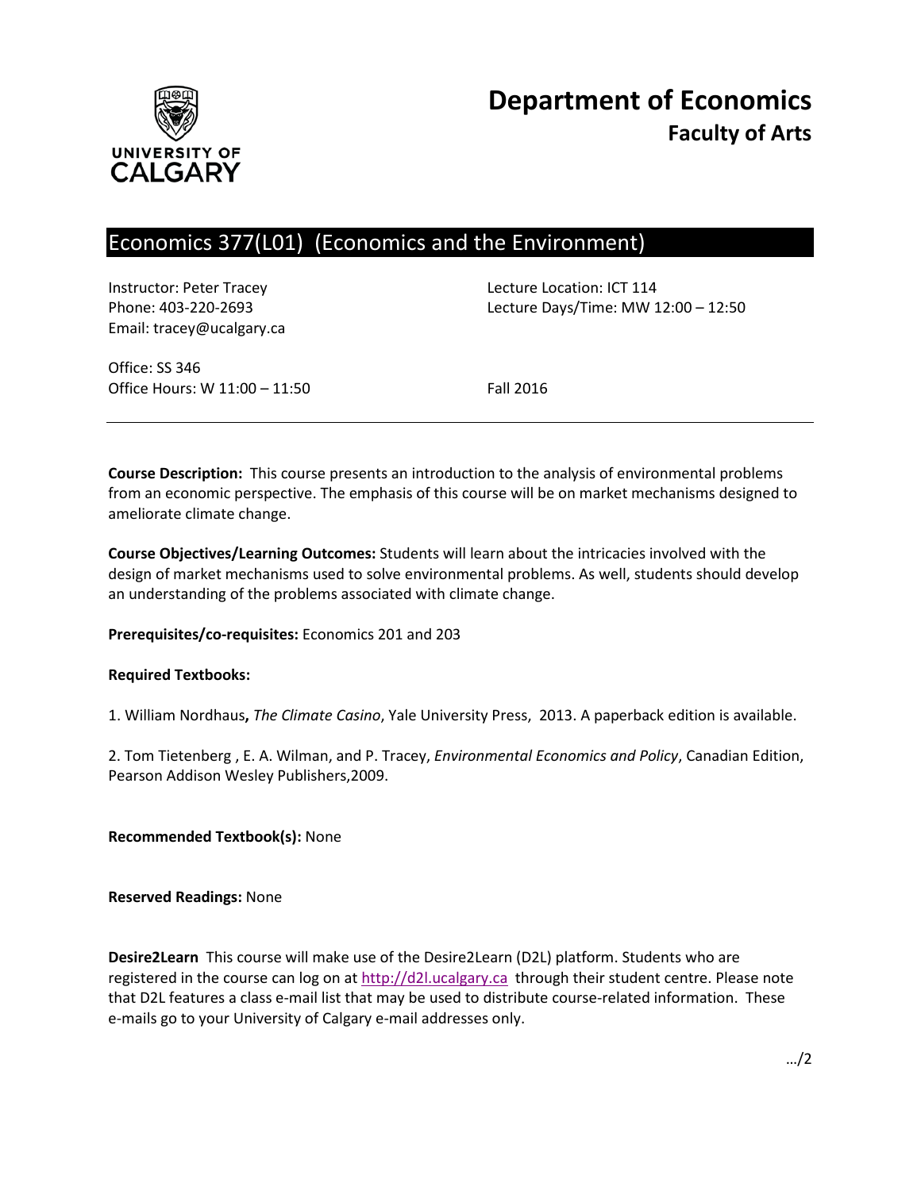# Department of Economics
## Faculty of Arts

## Economics 377(L01) (Economics and the Environment)

Instructor: Peter Tracey
Phone: 403-220-2693
Email: tracey@ucalgary.ca

Office: SS 346
Office Hours: W 11:00 – 11:50

Lecture Location: ICT 114
Lecture Days/Time: MW 12:00 – 12:50

Fall 2016

---

**Course Description:** This course presents an introduction to the analysis of environmental problems from an economic perspective. The emphasis of this course will be on market mechanisms designed to ameliorate climate change.

**Course Objectives/Learning Outcomes:** Students will learn about the intricacies involved with the design of market mechanisms used to solve environmental problems. As well, students should develop an understanding of the problems associated with climate change.

**Prerequisites/co-requisites:** Economics 201 and 203

**Required Textbooks:**

1. William Nordhaus**,** *The Climate Casino*, Yale University Press, 2013. A paperback edition is available.

2. Tom Tietenberg , E. A. Wilman, and P. Tracey, *Environmental Economics and Policy*, Canadian Edition, Pearson Addison Wesley Publishers,2009.

**Recommended Textbook(s):** None

**Reserved Readings:** None

**Desire2Learn** This course will make use of the Desire2Learn (D2L) platform. Students who are registered in the course can log on at http://d2l.ucalgary.ca through their student centre. Please note that D2L features a class e-mail list that may be used to distribute course-related information. These e-mails go to your University of Calgary e-mail addresses only.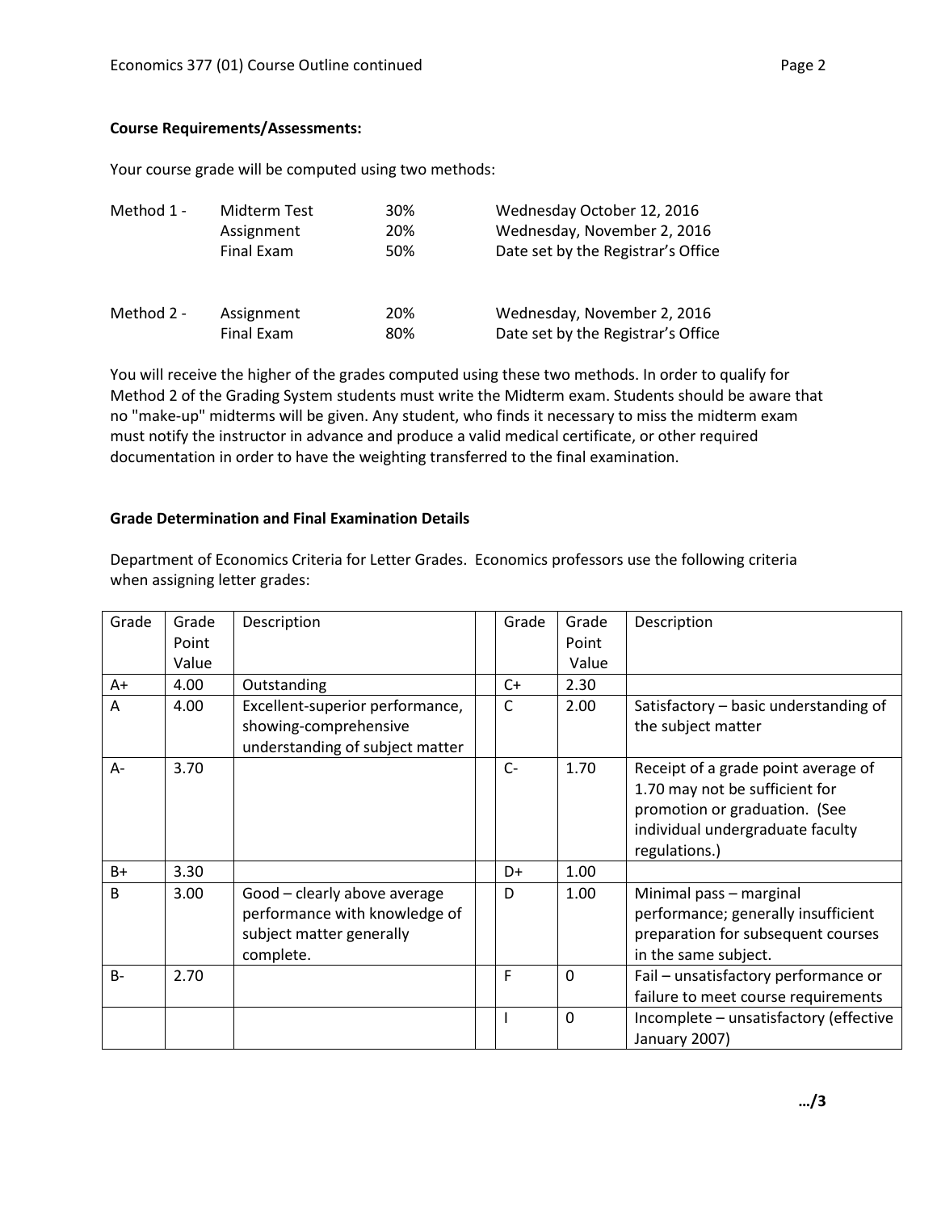**Course Requirements/Assessments:**

Your course grade will be computed using two methods:

| | | | |
|---|---|---|---|
| Method 1 - | Midterm Test | 30% | Wednesday October 12, 2016 |
| | Assignment | 20% | Wednesday, November 2, 2016 |
| | Final Exam | 50% | Date set by the Registrar's Office |
| Method 2 - | Assignment | 20% | Wednesday, November 2, 2016 |
| | Final Exam | 80% | Date set by the Registrar's Office |

You will receive the higher of the grades computed using these two methods. In order to qualify for Method 2 of the Grading System students must write the Midterm exam. Students should be aware that no "make-up" midterms will be given. Any student, who finds it necessary to miss the midterm exam must notify the instructor in advance and produce a valid medical certificate, or other required documentation in order to have the weighting transferred to the final examination.

**Grade Determination and Final Examination Details**

Department of Economics Criteria for Letter Grades. Economics professors use the following criteria when assigning letter grades:

| Grade | Grade Point Value | Description | | Grade | Grade Point Value | Description |
|---|---|---|---|---|---|---|
| A+ | 4.00 | Outstanding | | C+ | 2.30 | |
| A | 4.00 | Excellent-superior performance, showing-comprehensive understanding of subject matter | | C | 2.00 | Satisfactory – basic understanding of the subject matter |
| A- | 3.70 | | | C- | 1.70 | Receipt of a grade point average of 1.70 may not be sufficient for promotion or graduation. (See individual undergraduate faculty regulations.) |
| B+ | 3.30 | | | D+ | 1.00 | |
| B | 3.00 | Good – clearly above average performance with knowledge of subject matter generally complete. | | D | 1.00 | Minimal pass – marginal performance; generally insufficient preparation for subsequent courses in the same subject. |
| B- | 2.70 | | | F | 0 | Fail – unsatisfactory performance or failure to meet course requirements |
| | | | | I | 0 | Incomplete – unsatisfactory (effective January 2007) |

…/3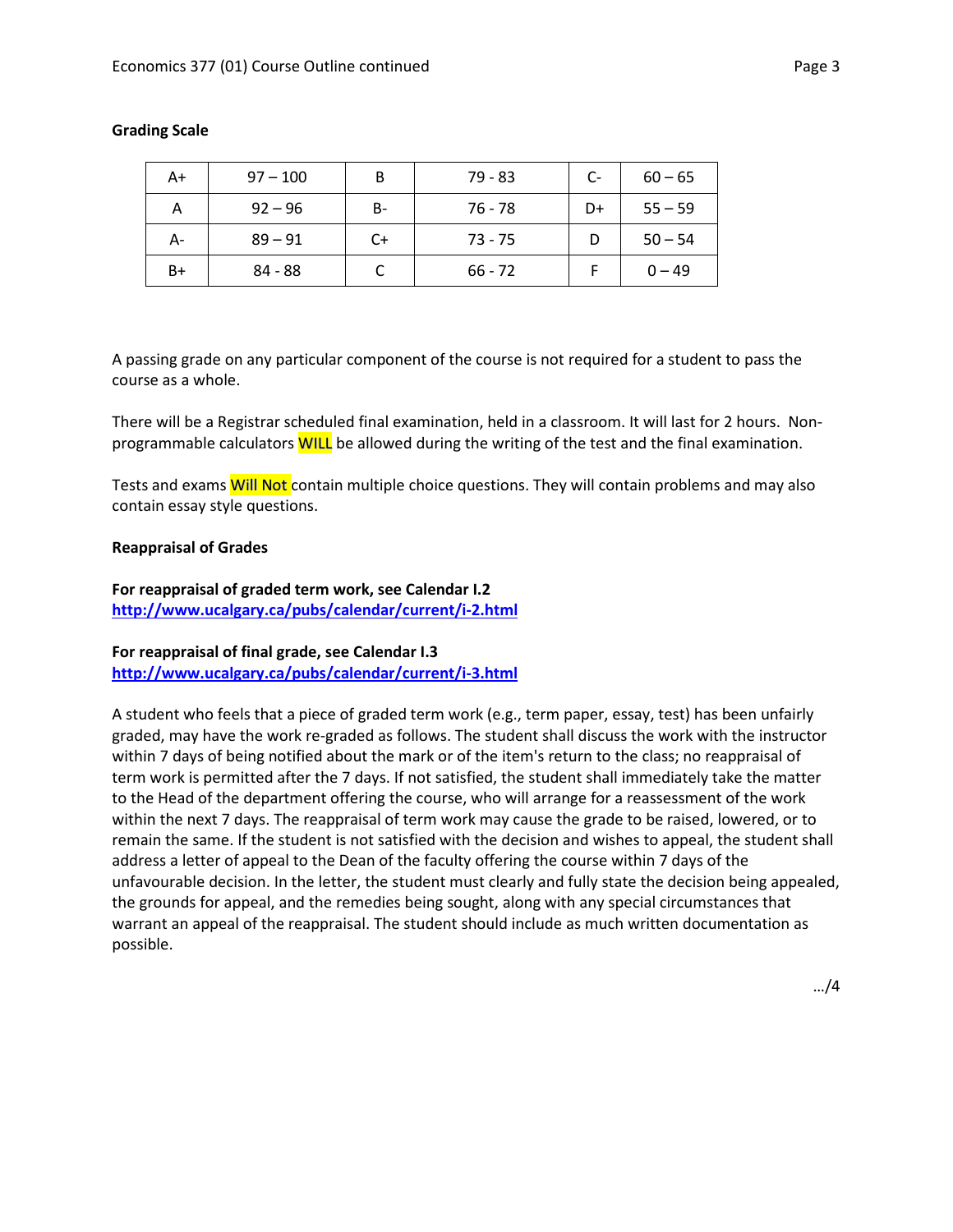**Grading Scale**

| A+ | 97 – 100 | B | 79 - 83 | C- | 60 – 65 |
|---|---|---|---|---|---|
| A | 92 – 96 | B- | 76 - 78 | D+ | 55 – 59 |
| A- | 89 – 91 | C+ | 73 - 75 | D | 50 – 54 |
| B+ | 84 - 88 | C | 66 - 72 | F | 0 – 49 |

A passing grade on any particular component of the course is not required for a student to pass the course as a whole.

There will be a Registrar scheduled final examination, held in a classroom. It will last for 2 hours. Non-programmable calculators WILL be allowed during the writing of the test and the final examination.

Tests and exams Will Not contain multiple choice questions. They will contain problems and may also contain essay style questions.

**Reappraisal of Grades**

**For reappraisal of graded term work, see Calendar I.2**
**http://www.ucalgary.ca/pubs/calendar/current/i-2.html**

**For reappraisal of final grade, see Calendar I.3**
**http://www.ucalgary.ca/pubs/calendar/current/i-3.html**

A student who feels that a piece of graded term work (e.g., term paper, essay, test) has been unfairly graded, may have the work re-graded as follows. The student shall discuss the work with the instructor within 7 days of being notified about the mark or of the item's return to the class; no reappraisal of term work is permitted after the 7 days. If not satisfied, the student shall immediately take the matter to the Head of the department offering the course, who will arrange for a reassessment of the work within the next 7 days. The reappraisal of term work may cause the grade to be raised, lowered, or to remain the same. If the student is not satisfied with the decision and wishes to appeal, the student shall address a letter of appeal to the Dean of the faculty offering the course within 7 days of the unfavourable decision. In the letter, the student must clearly and fully state the decision being appealed, the grounds for appeal, and the remedies being sought, along with any special circumstances that warrant an appeal of the reappraisal. The student should include as much written documentation as possible.

…/4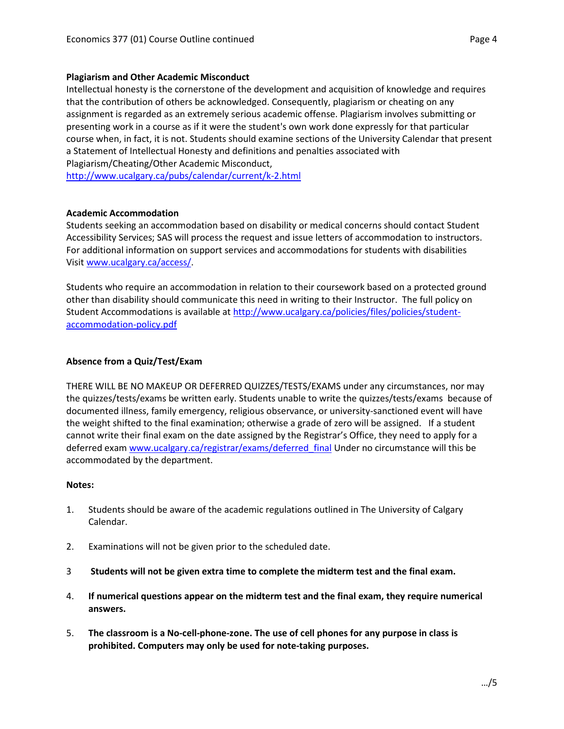**Plagiarism and Other Academic Misconduct**

Intellectual honesty is the cornerstone of the development and acquisition of knowledge and requires that the contribution of others be acknowledged. Consequently, plagiarism or cheating on any assignment is regarded as an extremely serious academic offense. Plagiarism involves submitting or presenting work in a course as if it were the student's own work done expressly for that particular course when, in fact, it is not. Students should examine sections of the University Calendar that present a Statement of Intellectual Honesty and definitions and penalties associated with Plagiarism/Cheating/Other Academic Misconduct, http://www.ucalgary.ca/pubs/calendar/current/k-2.html

**Academic Accommodation**

Students seeking an accommodation based on disability or medical concerns should contact Student Accessibility Services; SAS will process the request and issue letters of accommodation to instructors. For additional information on support services and accommodations for students with disabilities Visit www.ucalgary.ca/access/.

Students who require an accommodation in relation to their coursework based on a protected ground other than disability should communicate this need in writing to their Instructor. The full policy on Student Accommodations is available at http://www.ucalgary.ca/policies/files/policies/student-accommodation-policy.pdf

**Absence from a Quiz/Test/Exam**

THERE WILL BE NO MAKEUP OR DEFERRED QUIZZES/TESTS/EXAMS under any circumstances, nor may the quizzes/tests/exams be written early. Students unable to write the quizzes/tests/exams because of documented illness, family emergency, religious observance, or university-sanctioned event will have the weight shifted to the final examination; otherwise a grade of zero will be assigned. If a student cannot write their final exam on the date assigned by the Registrar's Office, they need to apply for a deferred exam www.ucalgary.ca/registrar/exams/deferred_final Under no circumstance will this be accommodated by the department.

**Notes:**

1. Students should be aware of the academic regulations outlined in The University of Calgary Calendar.

2. Examinations will not be given prior to the scheduled date.

3. **Students will not be given extra time to complete the midterm test and the final exam.**

4. **If numerical questions appear on the midterm test and the final exam, they require numerical answers.**

5. **The classroom is a No-cell-phone-zone. The use of cell phones for any purpose in class is prohibited. Computers may only be used for note-taking purposes.**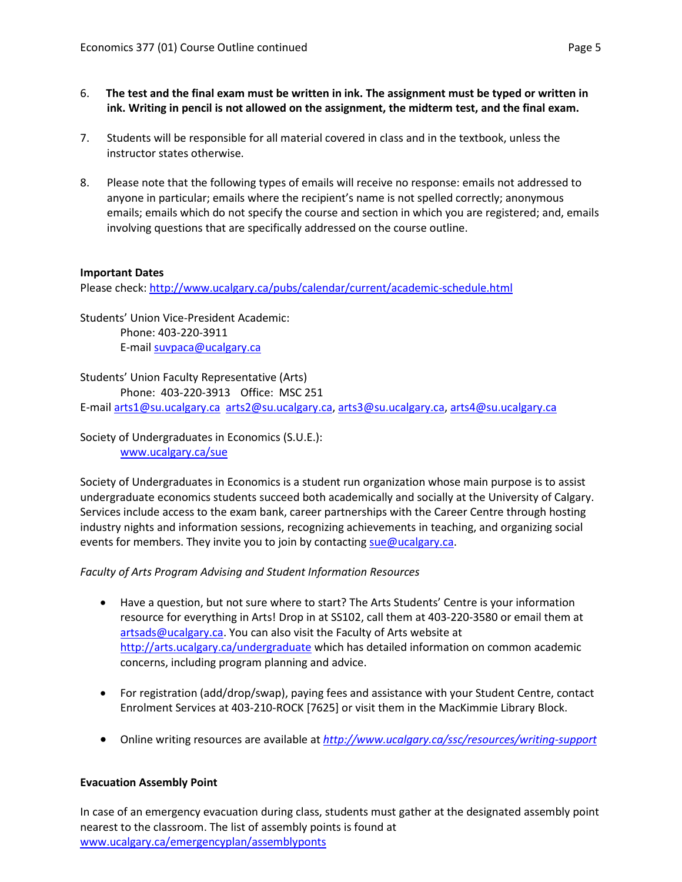6. **The test and the final exam must be written in ink. The assignment must be typed or written in ink. Writing in pencil is not allowed on the assignment, the midterm test, and the final exam.**

7. Students will be responsible for all material covered in class and in the textbook, unless the instructor states otherwise.

8. Please note that the following types of emails will receive no response: emails not addressed to anyone in particular; emails where the recipient's name is not spelled correctly; anonymous emails; emails which do not specify the course and section in which you are registered; and, emails involving questions that are specifically addressed on the course outline.

**Important Dates**
Please check: http://www.ucalgary.ca/pubs/calendar/current/academic-schedule.html

Students' Union Vice-President Academic:
Phone: 403-220-3911
E-mail suvpaca@ucalgary.ca

Students' Union Faculty Representative (Arts)
Phone: 403-220-3913 Office: MSC 251
E-mail arts1@su.ucalgary.ca arts2@su.ucalgary.ca, arts3@su.ucalgary.ca, arts4@su.ucalgary.ca

Society of Undergraduates in Economics (S.U.E.):
www.ucalgary.ca/sue

Society of Undergraduates in Economics is a student run organization whose main purpose is to assist undergraduate economics students succeed both academically and socially at the University of Calgary. Services include access to the exam bank, career partnerships with the Career Centre through hosting industry nights and information sessions, recognizing achievements in teaching, and organizing social events for members. They invite you to join by contacting sue@ucalgary.ca.

*Faculty of Arts Program Advising and Student Information Resources*

- Have a question, but not sure where to start? The Arts Students' Centre is your information resource for everything in Arts! Drop in at SS102, call them at 403-220-3580 or email them at artsads@ucalgary.ca. You can also visit the Faculty of Arts website at http://arts.ucalgary.ca/undergraduate which has detailed information on common academic concerns, including program planning and advice.

- For registration (add/drop/swap), paying fees and assistance with your Student Centre, contact Enrolment Services at 403-210-ROCK [7625] or visit them in the MacKimmie Library Block.

- Online writing resources are available at *http://www.ucalgary.ca/ssc/resources/writing-support*

**Evacuation Assembly Point**

In case of an emergency evacuation during class, students must gather at the designated assembly point nearest to the classroom. The list of assembly points is found at www.ucalgary.ca/emergencyplan/assemblypoints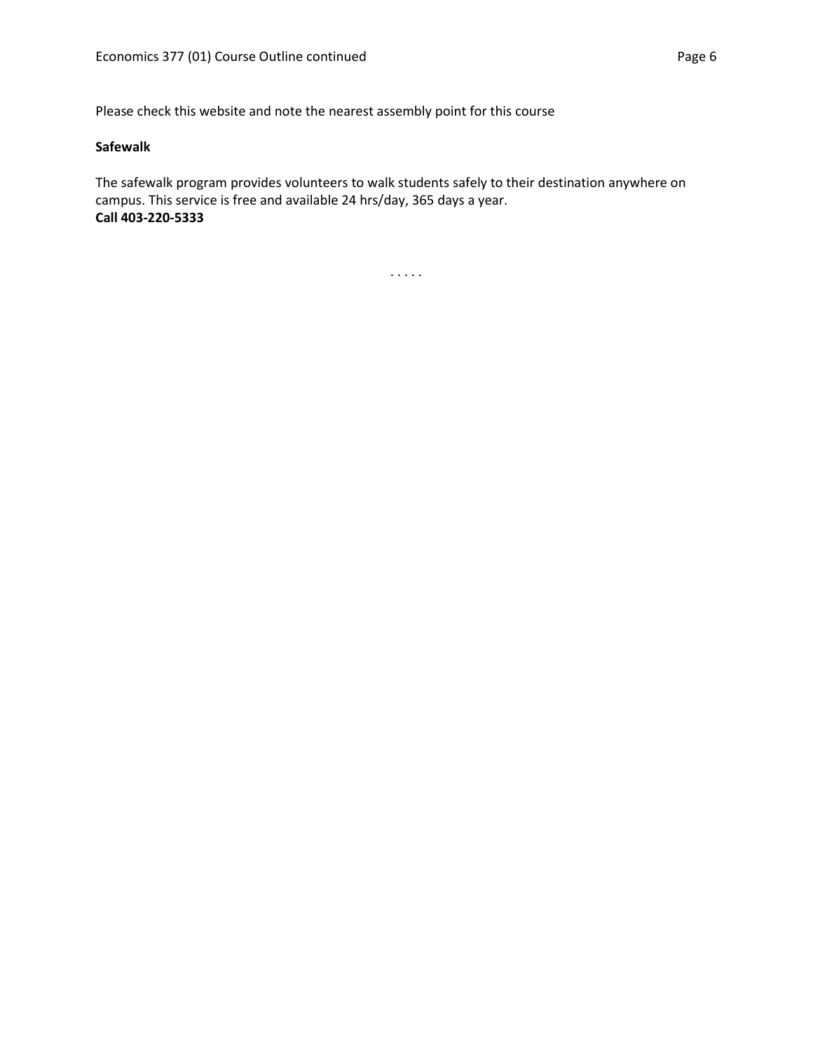Please check this website and note the nearest assembly point for this course

**Safewalk**

The safewalk program provides volunteers to walk students safely to their destination anywhere on campus. This service is free and available 24 hrs/day, 365 days a year.
**Call 403-220-5333**

. . . . .